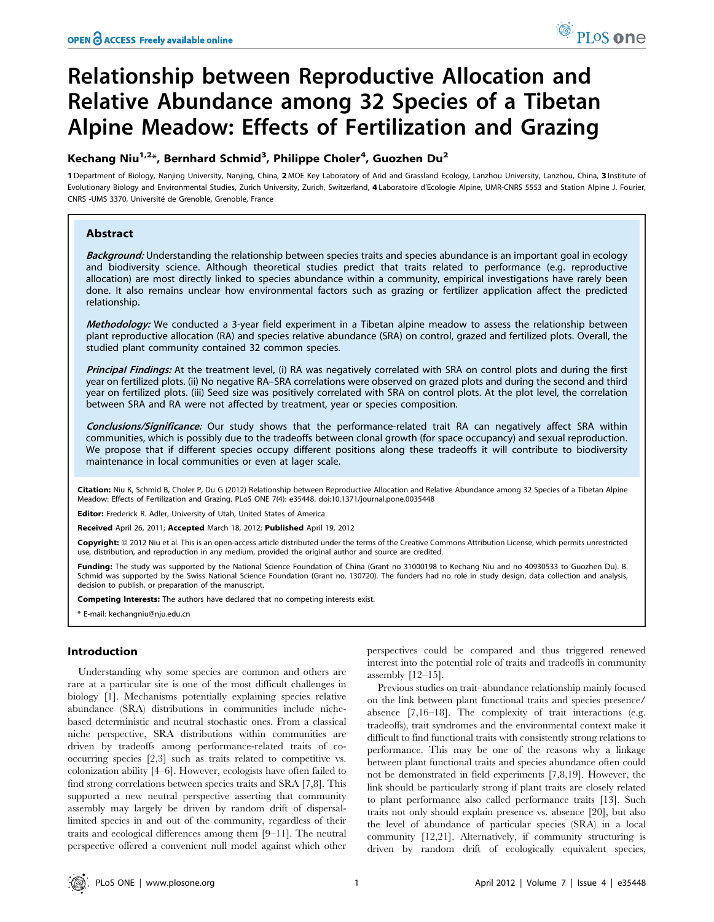# Relationship between Reproductive Allocation and Relative Abundance among 32 Species of a Tibetan Alpine Meadow: Effects of Fertilization and Grazing

**Kechang Niu[1,2]\*, Bernhard Schmid[3], Philippe Choler[4], Guozhen Du[2]**

1 Department of Biology, Nanjing University, Nanjing, China, 2 MOE Key Laboratory of Arid and Grassland Ecology, Lanzhou University, Lanzhou, China, 3 Institute of Evolutionary Biology and Environmental Studies, Zurich University, Zurich, Switzerland, 4 Laboratoire d'Ecologie Alpine, UMR-CNRS 5553 and Station Alpine J. Fourier, CNRS -UMS 3370, Université de Grenoble, Grenoble, France

## Abstract

***Background:*** Understanding the relationship between species traits and species abundance is an important goal in ecology and biodiversity science. Although theoretical studies predict that traits related to performance (e.g. reproductive allocation) are most directly linked to species abundance within a community, empirical investigations have rarely been done. It also remains unclear how environmental factors such as grazing or fertilizer application affect the predicted relationship.

***Methodology:*** We conducted a 3-year field experiment in a Tibetan alpine meadow to assess the relationship between plant reproductive allocation (RA) and species relative abundance (SRA) on control, grazed and fertilized plots. Overall, the studied plant community contained 32 common species.

***Principal Findings:*** At the treatment level, (i) RA was negatively correlated with SRA on control plots and during the first year on fertilized plots. (ii) No negative RA–SRA correlations were observed on grazed plots and during the second and third year on fertilized plots. (iii) Seed size was positively correlated with SRA on control plots. At the plot level, the correlation between SRA and RA were not affected by treatment, year or species composition.

***Conclusions/Significance:*** Our study shows that the performance-related trait RA can negatively affect SRA within communities, which is possibly due to the tradeoffs between clonal growth (for space occupancy) and sexual reproduction. We propose that if different species occupy different positions along these tradeoffs it will contribute to biodiversity maintenance in local communities or even at lager scale.

**Citation:** Niu K, Schmid B, Choler P, Du G (2012) Relationship between Reproductive Allocation and Relative Abundance among 32 Species of a Tibetan Alpine Meadow: Effects of Fertilization and Grazing. PLoS ONE 7(4): e35448. doi:10.1371/journal.pone.0035448

**Editor:** Frederick R. Adler, University of Utah, United States of America

**Received** April 26, 2011; **Accepted** March 18, 2012; **Published** April 19, 2012

**Copyright:** © 2012 Niu et al. This is an open-access article distributed under the terms of the Creative Commons Attribution License, which permits unrestricted use, distribution, and reproduction in any medium, provided the original author and source are credited.

**Funding:** The study was supported by the National Science Foundation of China (Grant no 31000198 to Kechang Niu and no 40930533 to Guozhen Du). B. Schmid was supported by the Swiss National Science Foundation (Grant no. 130720). The funders had no role in study design, data collection and analysis, decision to publish, or preparation of the manuscript.

**Competing Interests:** The authors have declared that no competing interests exist.

\* E-mail: kechangniu@nju.edu.cn

## Introduction

Understanding why some species are common and others are rare at a particular site is one of the most difficult challenges in biology [1]. Mechanisms potentially explaining species relative abundance (SRA) distributions in communities include niche-based deterministic and neutral stochastic ones. From a classical niche perspective, SRA distributions within communities are driven by tradeoffs among performance-related traits of co-occurring species [2,3] such as traits related to competitive vs. colonization ability [4–6]. However, ecologists have often failed to find strong correlations between species traits and SRA [7,8]. This supported a new neutral perspective asserting that community assembly may largely be driven by random drift of dispersal-limited species in and out of the community, regardless of their traits and ecological differences among them [9–11]. The neutral perspective offered a convenient null model against which other perspectives could be compared and thus triggered renewed interest into the potential role of traits and tradeoffs in community assembly [12–15].

Previous studies on trait–abundance relationship mainly focused on the link between plant functional traits and species presence/absence [7,16–18]. The complexity of trait interactions (e.g. tradeoffs), trait syndromes and the environmental context make it difficult to find functional traits with consistently strong relations to performance. This may be one of the reasons why a linkage between plant functional traits and species abundance often could not be demonstrated in field experiments [7,8,19]. However, the link should be particularly strong if plant traits are closely related to plant performance also called performance traits [13]. Such traits not only should explain presence vs. absence [20], but also the level of abundance of particular species (SRA) in a local community [12,21]. Alternatively, if community structuring is driven by random drift of ecologically equivalent species,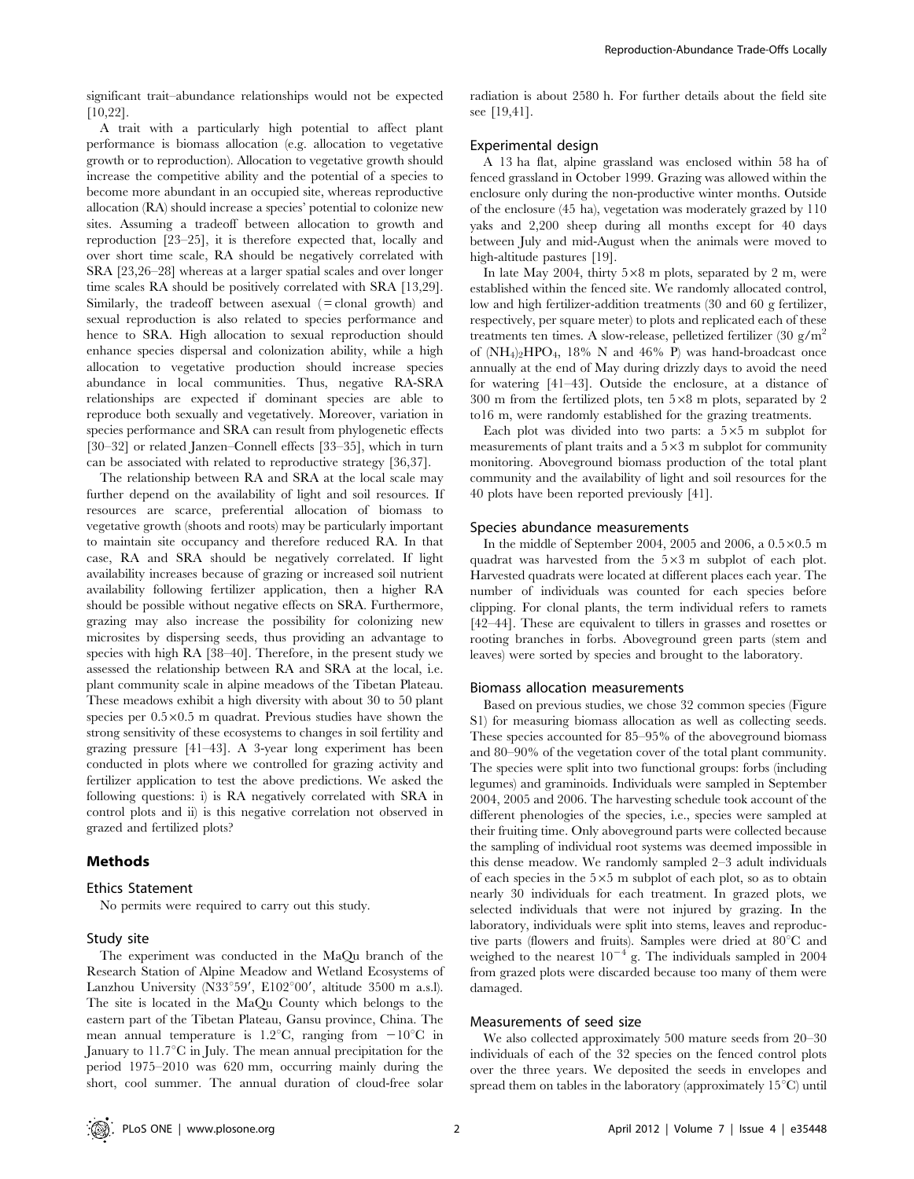significant trait–abundance relationships would not be expected [10,22].

A trait with a particularly high potential to affect plant performance is biomass allocation (e.g. allocation to vegetative growth or to reproduction). Allocation to vegetative growth should increase the competitive ability and the potential of a species to become more abundant in an occupied site, whereas reproductive allocation (RA) should increase a species' potential to colonize new sites. Assuming a tradeoff between allocation to growth and reproduction [23–25], it is therefore expected that, locally and over short time scale, RA should be negatively correlated with SRA [23,26–28] whereas at a larger spatial scales and over longer time scales RA should be positively correlated with SRA [13,29]. Similarly, the tradeoff between asexual (= clonal growth) and sexual reproduction is also related to species performance and hence to SRA. High allocation to sexual reproduction should enhance species dispersal and colonization ability, while a high allocation to vegetative production should increase species abundance in local communities. Thus, negative RA-SRA relationships are expected if dominant species are able to reproduce both sexually and vegetatively. Moreover, variation in species performance and SRA can result from phylogenetic effects [30–32] or related Janzen–Connell effects [33–35], which in turn can be associated with related to reproductive strategy [36,37].

The relationship between RA and SRA at the local scale may further depend on the availability of light and soil resources. If resources are scarce, preferential allocation of biomass to vegetative growth (shoots and roots) may be particularly important to maintain site occupancy and therefore reduced RA. In that case, RA and SRA should be negatively correlated. If light availability increases because of grazing or increased soil nutrient availability following fertilizer application, then a higher RA should be possible without negative effects on SRA. Furthermore, grazing may also increase the possibility for colonizing new microsites by dispersing seeds, thus providing an advantage to species with high RA [38–40]. Therefore, in the present study we assessed the relationship between RA and SRA at the local, i.e. plant community scale in alpine meadows of the Tibetan Plateau. These meadows exhibit a high diversity with about 30 to 50 plant species per $0.5\times0.5$ m quadrat. Previous studies have shown the strong sensitivity of these ecosystems to changes in soil fertility and grazing pressure [41–43]. A 3-year long experiment has been conducted in plots where we controlled for grazing activity and fertilizer application to test the above predictions. We asked the following questions: i) is RA negatively correlated with SRA in control plots and ii) is this negative correlation not observed in grazed and fertilized plots?

## Methods

### Ethics Statement

No permits were required to carry out this study.

### Study site

The experiment was conducted in the MaQu branch of the Research Station of Alpine Meadow and Wetland Ecosystems of Lanzhou University (N33°59′, E102°00′, altitude 3500 m a.s.l). The site is located in the MaQu County which belongs to the eastern part of the Tibetan Plateau, Gansu province, China. The mean annual temperature is 1.2°C, ranging from −10°C in January to 11.7°C in July. The mean annual precipitation for the period 1975–2010 was 620 mm, occurring mainly during the short, cool summer. The annual duration of cloud-free solar radiation is about 2580 h. For further details about the field site see [19,41].

### Experimental design

A 13 ha flat, alpine grassland was enclosed within 58 ha of fenced grassland in October 1999. Grazing was allowed within the enclosure only during the non-productive winter months. Outside of the enclosure (45 ha), vegetation was moderately grazed by 110 yaks and 2,200 sheep during all months except for 40 days between July and mid-August when the animals were moved to high-altitude pastures [19].

In late May 2004, thirty $5\times8$ m plots, separated by 2 m, were established within the fenced site. We randomly allocated control, low and high fertilizer-addition treatments (30 and 60 g fertilizer, respectively, per square meter) to plots and replicated each of these treatments ten times. A slow-release, pelletized fertilizer (30 g/m$^2$ of $(NH_4)_2HPO_4$, 18% N and 46% P) was hand-broadcast once annually at the end of May during drizzly days to avoid the need for watering [41–43]. Outside the enclosure, at a distance of 300 m from the fertilized plots, ten $5\times8$ m plots, separated by 2 to16 m, were randomly established for the grazing treatments.

Each plot was divided into two parts: a $5\times5$ m subplot for measurements of plant traits and a $5\times3$ m subplot for community monitoring. Aboveground biomass production of the total plant community and the availability of light and soil resources for the 40 plots have been reported previously [41].

### Species abundance measurements

In the middle of September 2004, 2005 and 2006, a $0.5\times0.5$ m quadrat was harvested from the $5\times3$ m subplot of each plot. Harvested quadrats were located at different places each year. The number of individuals was counted for each species before clipping. For clonal plants, the term individual refers to ramets [42–44]. These are equivalent to tillers in grasses and rosettes or rooting branches in forbs. Aboveground green parts (stem and leaves) were sorted by species and brought to the laboratory.

### Biomass allocation measurements

Based on previous studies, we chose 32 common species (Figure S1) for measuring biomass allocation as well as collecting seeds. These species accounted for 85–95% of the aboveground biomass and 80–90% of the vegetation cover of the total plant community. The species were split into two functional groups: forbs (including legumes) and graminoids. Individuals were sampled in September 2004, 2005 and 2006. The harvesting schedule took account of the different phenologies of the species, i.e., species were sampled at their fruiting time. Only aboveground parts were collected because the sampling of individual root systems was deemed impossible in this dense meadow. We randomly sampled 2–3 adult individuals of each species in the $5\times5$ m subplot of each plot, so as to obtain nearly 30 individuals for each treatment. In grazed plots, we selected individuals that were not injured by grazing. In the laboratory, individuals were split into stems, leaves and reproductive parts (flowers and fruits). Samples were dried at 80°C and weighed to the nearest $10^{-4}$ g. The individuals sampled in 2004 from grazed plots were discarded because too many of them were damaged.

### Measurements of seed size

We also collected approximately 500 mature seeds from 20–30 individuals of each of the 32 species on the fenced control plots over the three years. We deposited the seeds in envelopes and spread them on tables in the laboratory (approximately 15°C) until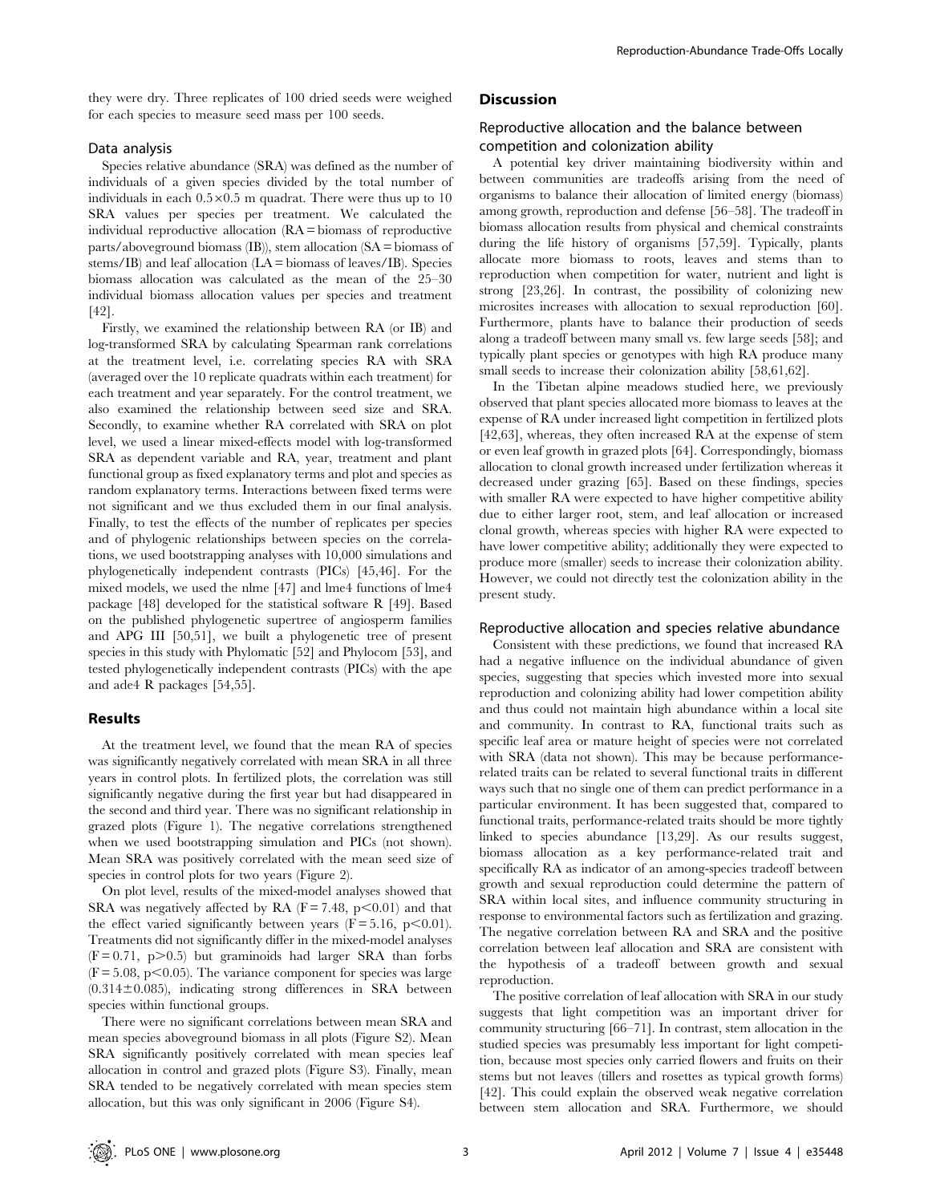they were dry. Three replicates of 100 dried seeds were weighed for each species to measure seed mass per 100 seeds.

### Data analysis

Species relative abundance (SRA) was defined as the number of individuals of a given species divided by the total number of individuals in each $0.5 \times 0.5$ m quadrat. There were thus up to 10 SRA values per species per treatment. We calculated the individual reproductive allocation (RA = biomass of reproductive parts/aboveground biomass (IB)), stem allocation (SA = biomass of stems/IB) and leaf allocation (LA = biomass of leaves/IB). Species biomass allocation was calculated as the mean of the 25–30 individual biomass allocation values per species and treatment [42].

Firstly, we examined the relationship between RA (or IB) and log-transformed SRA by calculating Spearman rank correlations at the treatment level, i.e. correlating species RA with SRA (averaged over the 10 replicate quadrats within each treatment) for each treatment and year separately. For the control treatment, we also examined the relationship between seed size and SRA. Secondly, to examine whether RA correlated with SRA on plot level, we used a linear mixed-effects model with log-transformed SRA as dependent variable and RA, year, treatment and plant functional group as fixed explanatory terms and plot and species as random explanatory terms. Interactions between fixed terms were not significant and we thus excluded them in our final analysis. Finally, to test the effects of the number of replicates per species and of phylogenic relationships between species on the correlations, we used bootstrapping analyses with 10,000 simulations and phylogenetically independent contrasts (PICs) [45,46]. For the mixed models, we used the nlme [47] and lme4 functions of lme4 package [48] developed for the statistical software R [49]. Based on the published phylogenetic supertree of angiosperm families and APG III [50,51], we built a phylogenetic tree of present species in this study with Phylomatic [52] and Phylocom [53], and tested phylogenetically independent contrasts (PICs) with the ape and ade4 R packages [54,55].

## Results

At the treatment level, we found that the mean RA of species was significantly negatively correlated with mean SRA in all three years in control plots. In fertilized plots, the correlation was still significantly negative during the first year but had disappeared in the second and third year. There was no significant relationship in grazed plots (Figure 1). The negative correlations strengthened when we used bootstrapping simulation and PICs (not shown). Mean SRA was positively correlated with the mean seed size of species in control plots for two years (Figure 2).

On plot level, results of the mixed-model analyses showed that SRA was negatively affected by RA ($F = 7.48$, $p < 0.01$) and that the effect varied significantly between years ($F = 5.16$, $p < 0.01$). Treatments did not significantly differ in the mixed-model analyses ($F = 0.71$, $p > 0.5$) but graminoids had larger SRA than forbs ($F = 5.08$, $p < 0.05$). The variance component for species was large ($0.314 \pm 0.085$), indicating strong differences in SRA between species within functional groups.

There were no significant correlations between mean SRA and mean species aboveground biomass in all plots (Figure S2). Mean SRA significantly positively correlated with mean species leaf allocation in control and grazed plots (Figure S3). Finally, mean SRA tended to be negatively correlated with mean species stem allocation, but this was only significant in 2006 (Figure S4).

## Discussion

### Reproductive allocation and the balance between competition and colonization ability

A potential key driver maintaining biodiversity within and between communities are tradeoffs arising from the need of organisms to balance their allocation of limited energy (biomass) among growth, reproduction and defense [56–58]. The tradeoff in biomass allocation results from physical and chemical constraints during the life history of organisms [57,59]. Typically, plants allocate more biomass to roots, leaves and stems than to reproduction when competition for water, nutrient and light is strong [23,26]. In contrast, the possibility of colonizing new microsites increases with allocation to sexual reproduction [60]. Furthermore, plants have to balance their production of seeds along a tradeoff between many small vs. few large seeds [58]; and typically plant species or genotypes with high RA produce many small seeds to increase their colonization ability [58,61,62].

In the Tibetan alpine meadows studied here, we previously observed that plant species allocated more biomass to leaves at the expense of RA under increased light competition in fertilized plots [42,63], whereas, they often increased RA at the expense of stem or even leaf growth in grazed plots [64]. Correspondingly, biomass allocation to clonal growth increased under fertilization whereas it decreased under grazing [65]. Based on these findings, species with smaller RA were expected to have higher competitive ability due to either larger root, stem, and leaf allocation or increased clonal growth, whereas species with higher RA were expected to have lower competitive ability; additionally they were expected to produce more (smaller) seeds to increase their colonization ability. However, we could not directly test the colonization ability in the present study.

### Reproductive allocation and species relative abundance

Consistent with these predictions, we found that increased RA had a negative influence on the individual abundance of given species, suggesting that species which invested more into sexual reproduction and colonizing ability had lower competition ability and thus could not maintain high abundance within a local site and community. In contrast to RA, functional traits such as specific leaf area or mature height of species were not correlated with SRA (data not shown). This may be because performance-related traits can be related to several functional traits in different ways such that no single one of them can predict performance in a particular environment. It has been suggested that, compared to functional traits, performance-related traits should be more tightly linked to species abundance [13,29]. As our results suggest, biomass allocation as a key performance-related trait and specifically RA as indicator of an among-species tradeoff between growth and sexual reproduction could determine the pattern of SRA within local sites, and influence community structuring in response to environmental factors such as fertilization and grazing. The negative correlation between RA and SRA and the positive correlation between leaf allocation and SRA are consistent with the hypothesis of a tradeoff between growth and sexual reproduction.

The positive correlation of leaf allocation with SRA in our study suggests that light competition was an important driver for community structuring [66–71]. In contrast, stem allocation in the studied species was presumably less important for light competition, because most species only carried flowers and fruits on their stems but not leaves (tillers and rosettes as typical growth forms) [42]. This could explain the observed weak negative correlation between stem allocation and SRA. Furthermore, we should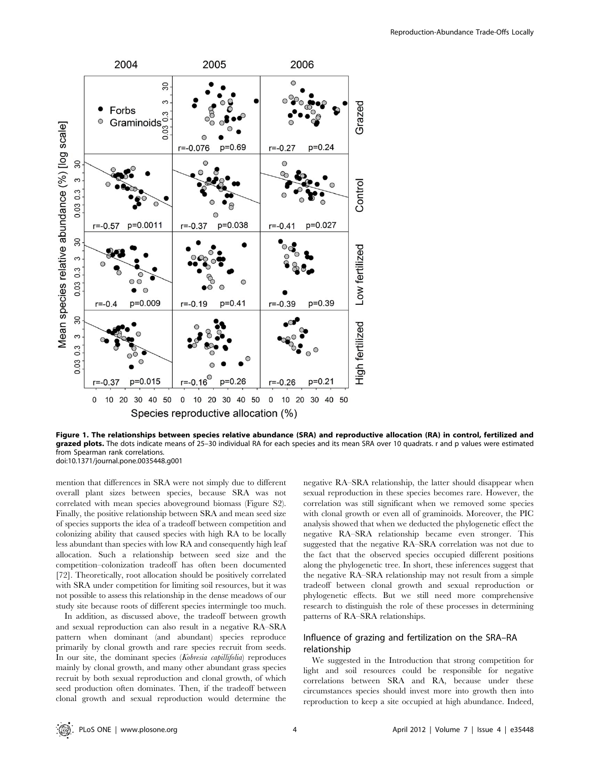**Figure 1. The relationships between species relative abundance (SRA) and reproductive allocation (RA) in control, fertilized and grazed plots.** The dots indicate means of 25–30 individual RA for each species and its mean SRA over 10 quadrats. r and p values were estimated from Spearman rank correlations.
doi:10.1371/journal.pone.0035448.g001

mention that differences in SRA were not simply due to different overall plant sizes between species, because SRA was not correlated with mean species aboveground biomass (Figure S2). Finally, the positive relationship between SRA and mean seed size of species supports the idea of a tradeoff between competition and colonizing ability that caused species with high RA to be locally less abundant than species with low RA and consequently high leaf allocation. Such a relationship between seed size and the competition–colonization tradeoff has often been documented [72]. Theoretically, root allocation should be positively correlated with SRA under competition for limiting soil resources, but it was not possible to assess this relationship in the dense meadows of our study site because roots of different species intermingle too much.

In addition, as discussed above, the tradeoff between growth and sexual reproduction can also result in a negative RA–SRA pattern when dominant (and abundant) species reproduce primarily by clonal growth and rare species recruit from seeds. In our site, the dominant species (*Kobresia capillifolia*) reproduces mainly by clonal growth, and many other abundant grass species recruit by both sexual reproduction and clonal growth, of which seed production often dominates. Then, if the tradeoff between clonal growth and sexual reproduction would determine the negative RA–SRA relationship, the latter should disappear when sexual reproduction in these species becomes rare. However, the correlation was still significant when we removed some species with clonal growth or even all of graminoids. Moreover, the PIC analysis showed that when we deducted the phylogenetic effect the negative RA–SRA relationship became even stronger. This suggested that the negative RA–SRA correlation was not due to the fact that the observed species occupied different positions along the phylogenetic tree. In short, these inferences suggest that the negative RA–SRA relationship may not result from a simple tradeoff between clonal growth and sexual reproduction or phylogenetic effects. But we still need more comprehensive research to distinguish the role of these processes in determining patterns of RA–SRA relationships.

## Influence of grazing and fertilization on the SRA–RA relationship

We suggested in the Introduction that strong competition for light and soil resources could be responsible for negative correlations between SRA and RA, because under these circumstances species should invest more into growth then into reproduction to keep a site occupied at high abundance. Indeed,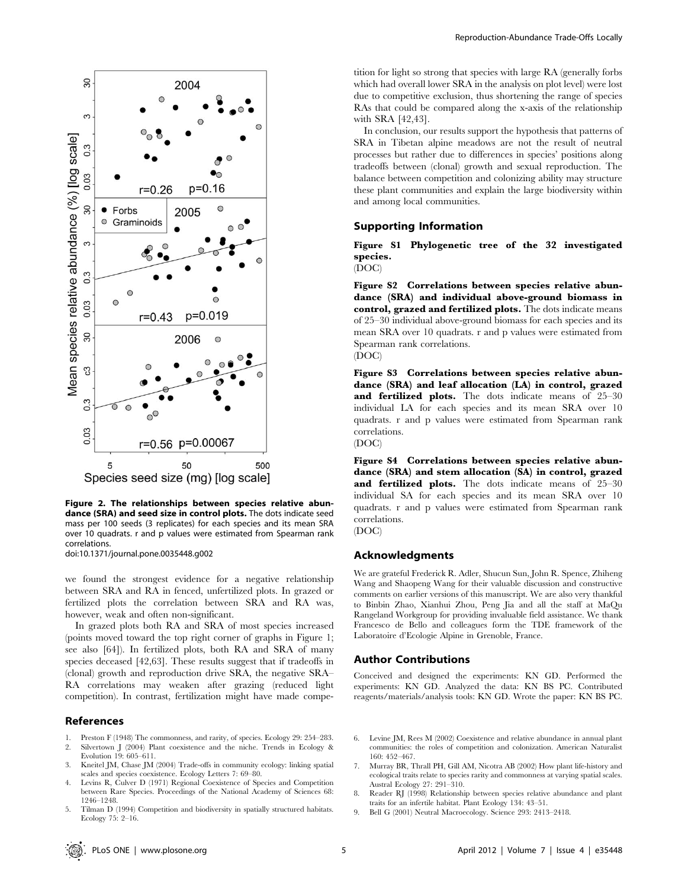**Figure 2. The relationships between species relative abundance (SRA) and seed size in control plots.** The dots indicate seed mass per 100 seeds (3 replicates) for each species and its mean SRA over 10 quadrats. r and p values were estimated from Spearman rank correlations.

doi:10.1371/journal.pone.0035448.g002

we found the strongest evidence for a negative relationship between SRA and RA in fenced, unfertilized plots. In grazed or fertilized plots the correlation between SRA and RA was, however, weak and often non-significant.

In grazed plots both RA and SRA of most species increased (points moved toward the top right corner of graphs in Figure 1; see also [64]). In fertilized plots, both RA and SRA of many species deceased [42,63]. These results suggest that if tradeoffs in (clonal) growth and reproduction drive SRA, the negative SRA–RA correlations may weaken after grazing (reduced light competition). In contrast, fertilization might have made competition for light so strong that species with large RA (generally forbs which had overall lower SRA in the analysis on plot level) were lost due to competitive exclusion, thus shortening the range of species RAs that could be compared along the x-axis of the relationship with SRA [42,43].

In conclusion, our results support the hypothesis that patterns of SRA in Tibetan alpine meadows are not the result of neutral processes but rather due to differences in species' positions along tradeoffs between (clonal) growth and sexual reproduction. The balance between competition and colonizing ability may structure these plant communities and explain the large biodiversity within and among local communities.

## Supporting Information

**Figure S1 Phylogenetic tree of the 32 investigated species.**
(DOC)

**Figure S2 Correlations between species relative abundance (SRA) and individual above-ground biomass in control, grazed and fertilized plots.** The dots indicate means of 25–30 individual above-ground biomass for each species and its mean SRA over 10 quadrats. r and p values were estimated from Spearman rank correlations.
(DOC)

**Figure S3 Correlations between species relative abundance (SRA) and leaf allocation (LA) in control, grazed and fertilized plots.** The dots indicate means of 25–30 individual LA for each species and its mean SRA over 10 quadrats. r and p values were estimated from Spearman rank correlations.
(DOC)

**Figure S4 Correlations between species relative abundance (SRA) and stem allocation (SA) in control, grazed and fertilized plots.** The dots indicate means of 25–30 individual SA for each species and its mean SRA over 10 quadrats. r and p values were estimated from Spearman rank correlations.
(DOC)

## Acknowledgments

We are grateful Frederick R. Adler, Shucun Sun, John R. Spence, Zhiheng Wang and Shaopeng Wang for their valuable discussion and constructive comments on earlier versions of this manuscript. We are also very thankful to Binbin Zhao, Xianhui Zhou, Peng Jia and all the staff at MaQu Rangeland Workgroup for providing invaluable field assistance. We thank Francesco de Bello and colleagues form the TDE framework of the Laboratoire d'Ecologie Alpine in Grenoble, France.

## Author Contributions

Conceived and designed the experiments: KN GD. Performed the experiments: KN GD. Analyzed the data: KN BS PC. Contributed reagents/materials/analysis tools: KN GD. Wrote the paper: KN BS PC.

## References

1. Preston F (1948) The commonness, and rarity, of species. Ecology 29: 254–283.
2. Silvertown J (2004) Plant coexistence and the niche. Trends in Ecology & Evolution 19: 605–611.
3. Kneitel JM, Chase JM (2004) Trade-offs in community ecology: linking spatial scales and species coexistence. Ecology Letters 7: 69–80.
4. Levins R, Culver D (1971) Regional Coexistence of Species and Competition between Rare Species. Proceedings of the National Academy of Sciences 68: 1246–1248.
5. Tilman D (1994) Competition and biodiversity in spatially structured habitats. Ecology 75: 2–16.
6. Levine JM, Rees M (2002) Coexistence and relative abundance in annual plant communities: the roles of competition and colonization. American Naturalist 160: 452–467.
7. Murray BR, Thrall PH, Gill AM, Nicotra AB (2002) How plant life-history and ecological traits relate to species rarity and commonness at varying spatial scales. Austral Ecology 27: 291–310.
8. Reader RJ (1998) Relationship between species relative abundance and plant traits for an infertile habitat. Plant Ecology 134: 43–51.
9. Bell G (2001) Neutral Macroecology. Science 293: 2413–2418.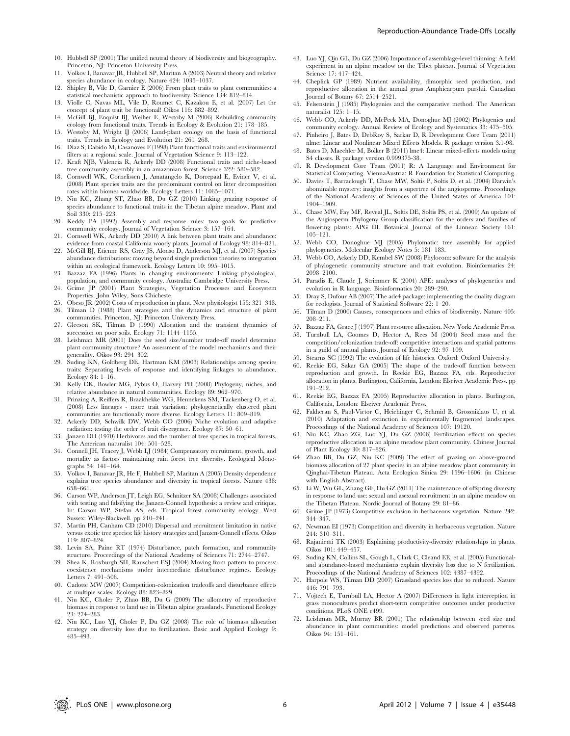10. Hubbell SP (2001) The unified neutral theory of biodiversity and biogeography. Princeton, NJ: Princeton University Press.
11. Volkov I, Banavar JR, Hubbell SP, Maritan A (2003) Neutral theory and relative species abundance in ecology. Nature 424: 1035–1037.
12. Shipley B, Vile D, Garnier E (2006) From plant traits to plant communities: a statistical mechanistic approach to biodiversity. Science 134: 812–814.
13. Violle C, Navas ML, Vile D, Roumet C, Kazakou E, et al. (2007) Let the concept of plant trait be functional! Oikos 116: 882–892.
14. McGill BJ, Enquist BJ, Weiher E, Westoby M (2006) Rebuilding community ecology from functional traits. Trends in Ecology & Evolution 21: 178–185.
15. Westoby M, Wright IJ (2006) Land-plant ecology on the basis of functional traits. Trends in Ecology and Evolution 21: 261–268.
16. Díaz S, Cabido M, Casanoves F (1998) Plant functional traits and environmental filters at a regional scale. Journal of Vegetation Science 9: 113–122.
17. Kraft NJB, Valencia R, Ackerly DD (2008) Functional traits and niche-based tree community assembly in an amazonian forest. Science 322: 580–582.
18. Cornwell WK, Cornelissen J, Amatangelo K, Dorrepaal E, Eviner V, et al. (2008) Plant species traits are the predominant control on litter decomposition rates within biomes worldwide. Ecology Letters 11: 1065–1071.
19. Niu KC, Zhang ST, Zhao BB, Du GZ (2010) Linking grazing response of species abundance to functional traits in the Tibetan alpine meadow. Plant and Soil 330: 215–223.
20. Keddy PA (1992) Assembly and response rules: two goals for predictive community ecology. Journal of Vegetation Science 3: 157–164.
21. Cornwell WK, Ackerly DD (2010) A link between plant traits and abundance: evidence from coastal California woody plants. Journal of Ecology 98: 814–821.
22. McGill BJ, Etienne RS, Gray JS, Alonso D, Anderson MJ, et al. (2007) Species abundance distributions: moving beyond single prediction theories to integration within an ecological framework. Ecology Letters 10: 995–1015.
23. Bazzaz FA (1996) Plants in changing environments: Linking physiological, population, and community ecology. Australia: Cambridge University Press.
24. Grime JP (2001) Plant Strategies, Vegetation Processes and Ecosystem Properties. John Wiley, Sons Chicheste.
25. Obeso JR (2002) Costs of reproduction in plant. New physiologist 155: 321–348.
26. Tilman D (1988) Plant strategies and the dynamics and structure of plant communities. Princeton, NJ: Princeton University Press.
27. Gleeson SK, Tilman D (1990) Allocation and the transient dynamics of succession on poor soils. Ecology 71: 1144–1155.
28. Leishman MR (2001) Does the seed size/number trade-off model determine plant community structure? An assessment of the model mechanisms and their generality. Oikos 93: 294–302.
29. Suding KN, Goldberg DE, Hartman KM (2003) Relationships among species traits: Separating levels of response and identifying linkages to abundance. Ecology 84: 1–16.
30. Kelly CK, Bowler MG, Pybus O, Harvey PH (2008) Phylogeny, niches, and relative abundance in natural communities. Ecology 89: 962–970.
31. Prinzing A, Reiffers R, Braakhekke WG, Hennekens SM, Tackenberg O, et al. (2008) Less lineages - more trait variation: phylogenetically clustered plant communities are functionally more diverse. Ecology Letters 11: 809–819.
32. Ackerly DD, Schwilk DW, Webb CO (2006) Niche evolution and adaptive radiation: testing the order of trait divergence. Ecology 87: 50–61.
33. Janzen DH (1970) Herbivores and the number of tree species in tropical forests. The American naturalist 104: 501–528.
34. Connell JH, Tracey J, Webb LJ (1984) Compensatory recruitment, growth, and mortality as factors maintaining rain forest tree diversity. Ecological Monographs 54: 141–164.
35. Volkov I, Banavar JR, He F, Hubbell SP, Maritan A (2005) Density dependence explains tree species abundance and diversity in tropical forests. Nature 438: 658–661.
36. Carson WP, Anderson JT, Leigh EG, Schnitzer SA (2008) Challenges associated with testing and falsifying the Janzen-Connell hypothesis: a review and critique. In: Carson WP, Stefan AS, eds. Tropical forest community ecology. West Sussex: Wiley-Blackwell. pp 210–241.
37. Martin PH, Canham CD (2010) Dispersal and recruitment limitation in native versus exotic tree species: life history strategies and Janzen-Connell effects. Oikos 119: 807–824.
38. Levin SA, Paine RT (1974) Disturbance, patch formation, and community structure. Proceedings of the National Academy of Sciences 71: 2744–2747.
39. Shea K, Roxburgh SH, Rauschert ESJ (2004) Moving from pattern to process: coexistence mechanisms under intermediate disturbance regimes. Ecology Letters 7: 491–508.
40. Cadotte MW (2007) Competition-colonization tradeoffs and disturbance effects at multiple scales. Ecology 88: 823–829.
41. Niu KC, Choler P, Zhao BB, Du G (2009) The allometry of reproductive biomass in response to land use in Tibetan alpine grasslands. Functional Ecology 23: 274–283.
42. Niu KC, Luo YJ, Choler P, Du GZ (2008) The role of biomass allocation strategy on diversity loss due to fertilization. Basic and Applied Ecology 9: 485–493.
43. Luo YJ, Qin GL, Du GZ (2006) Importance of assemblage-level thinning: A field experiment in an alpine meadow on the Tibet plateau. Journal of Vegetation Science 17: 417–424.
44. Cheplick GP (1989) Nutrient availability, dimorphic seed production, and reproductive allocation in the annual grass Amphicarpum purshii. Canadian Journal of Botany 67: 2514–2521.
45. Felsenstein J (1985) Phylogenies and the comparative method. The American naturalist 125: 1–15.
46. Webb CO, Ackerly DD, McPeek MA, Donoghue MJ (2002) Phylogenies and community ecology. Annual Review of Ecology and Systematics 33: 475–505.
47. Pinheiro J, Bates D, DebRoy S, Sarkar D, R Development Core Team (2011) nlme: Linear and Nonlinear Mixed Effects Models. R package version 3.1-98.
48. Bates D, Maechler M, Bolker B (2011) lme4: Linear mixed-effects models using S4 classes. R package version 0.999375-38.
49. R Development Core Team (2011) R: A Language and Environment for Statistical Computing. ViennaAustria: R Foundation for Statistical Computing.
50. Davies T, Barraclough T, Chase MW, Soltis P, Soltis D, et al. (2004) Darwin's abominable mystery: insights from a supertree of the angiosperms. Proceedings of the National Academy of Sciences of the United States of America 101: 1904–1909.
51. Chase MW, Fay MF, Reveal JL, Soltis DE, Soltis PS, et al. (2009) An update of the Angiosperm Phylogeny Group classification for the orders and families of flowering plants: APG III. Botanical Journal of the Linnean Society 161: 105–121.
52. Webb CO, Donoghue MJ (2005) Phylomatic: tree assembly for applied phylogenetics. Molecular Ecology Notes 5: 181–183.
53. Webb CO, Ackerly DD, Kembel SW (2008) Phylocom: software for the analysis of phylogenetic community structure and trait evolution. Bioinformatics 24: 2098–2100.
54. Paradis E, Claude J, Strimmer K (2004) APE: analyses of phylogenetics and evolution in R language. Bioinformatics 20: 289–290.
55. Dray S, Dufour AB (2007) The ade4 package: implementing the duality diagram for ecologists. Journal of Statistical Software 22: 1–20.
56. Tilman D (2000) Causes, consequences and ethics of biodiversity. Nature 405: 208–211.
57. Bazzaz FA, Grace J (1997) Plant resource allocation. New York: Academic Press.
58. Turnbull LA, Coomes D, Hector A, Rees M (2004) Seed mass and the competition/colonization trade-off: competitive interactions and spatial patterns in a guild of annual plants. Journal of Ecology 92: 97–109.
59. Stearns SC (1992) The evolution of life histories. Oxford: Oxford University.
60. Reekie EG, Sakar GA (2005) The shape of the trade-off function between reproduction and growth. In Reekie EG, Bazzaz FA, eds. Reproductive allocation in plants. Burlington, California, London: Elseiver Academic Press. pp 191–212.
61. Reekie EG, Bazzaz FA (2005) Reproductive allocation in plants. Burlington, California, London: Elseiver Academic Press.
62. Fakheran S, Paul-Victor C, Heichinger C, Schmid B, Grossniklaus U, et al. (2010) Adaptation and extinction in experimentally fragmented landscapes. Proceedings of the National Academy of Sciences 107: 19120.
63. Niu KC, Zhao ZG, Luo YJ, Du GZ (2006) Fertilization effects on species reproductive allocation in an alpine meadow plant community. Chinese Journal of Plant Ecology 30: 817–826.
64. Zhao BB, Du GZ, Niu KC (2009) The effect of grazing on above-ground biomass allocation of 27 plant species in an alpine meadow plant community in Qinghai-Tibetan Plateau. Acta Ecologica Sinica 29: 1596–1606. (in Chinese with English Abstract).
65. Li W, Wu GL, Zhang GF, Du GZ (2011) The maintenance of offspring diversity in response to land use: sexual and asexual recruitment in an alpine meadow on the Tibetan Plateau. Nordic Journal of Botany 29: 81–86.
66. Grime JP (1973) Competitive exclusion in herbaceous vegetation. Nature 242: 344–347.
67. Newman EI (1973) Competition and diversity in herbaceous vegetation. Nature 244: 310–311.
68. Rajaniemi TK (2003) Explaining productivity-diversity relationships in plants. Oikos 101: 449–457.
69. Suding KN, Collins SL, Gough L, Clark C, Cleand EE, et al. (2005) Functional- and abundance-based mechanisms explain diversity loss due to N fertilization. Proceedings of the National Academy of Sciences 102: 4387–4392.
70. Harpole WS, Tilman DD (2007) Grassland species loss due to reduced. Nature 446: 791–793.
71. Vojtech E, Turnbull LA, Hector A (2007) Differences in light interception in grass monocultures predict short-term competitive outcomes under productive conditions. PLoS ONE e499.
72. Leishman MR, Murray BR (2001) The relationship between seed size and abundance in plant communities: model predictions and observed patterns. Oikos 94: 151–161.